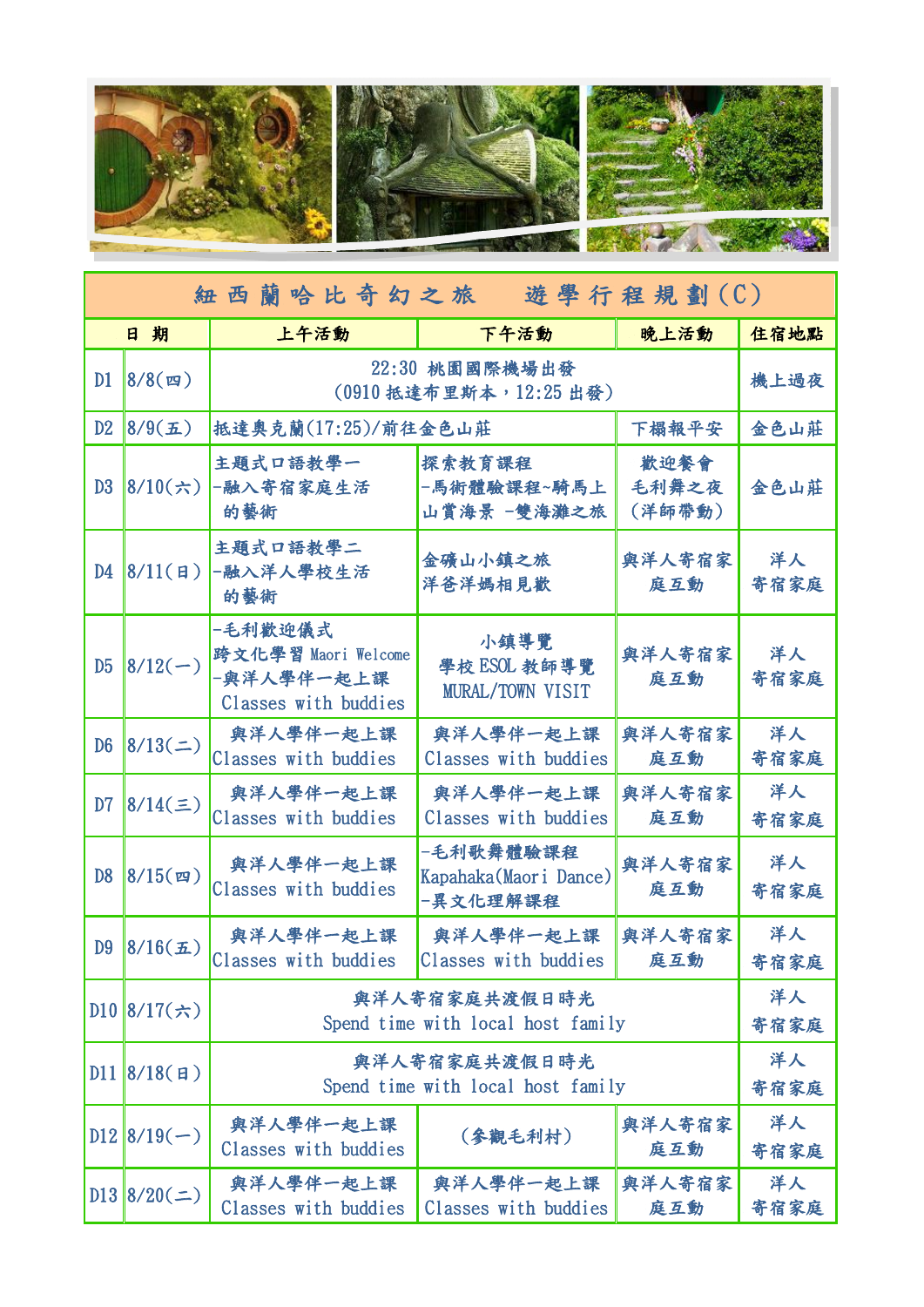# 紐西蘭哈比奇幻之旅　遊學行程規劃(C)

| 日期 | | 上午活動 | 下午活動 | 晚上活動 | 住宿地點 |
|---|---|---|---|---|---|
| D1 | 8/8(四) | 22:30 桃園國際機場出發<br>(0910 抵達布里斯本，12:25 出發) | | | 機上過夜 |
| D2 | 8/9(五) | 抵達奧克蘭(17:25)/前往金色山莊 | | 下榻報平安 | 金色山莊 |
| D3 | 8/10(六) | 主題式口語教學一<br>-融入寄宿家庭生活的藝術 | 探索教育課程<br>-馬術體驗課程~騎馬上山賞海景 -雙海灘之旅 | 歡迎餐會<br>毛利舞之夜<br>(洋師帶動) | 金色山莊 |
| D4 | 8/11(日) | 主題式口語教學二<br>-融入洋人學校生活的藝術 | 金礦山小鎮之旅<br>洋爸洋媽相見歡 | 與洋人寄宿家庭互動 | 洋人寄宿家庭 |
| D5 | 8/12(一) | -毛利歡迎儀式<br>跨文化學習 Maori Welcome<br>-與洋人學伴一起上課<br>Classes with buddies | 小鎮導覽<br>學校 ESOL 教師導覽<br>MURAL/TOWN VISIT | 與洋人寄宿家庭互動 | 洋人寄宿家庭 |
| D6 | 8/13(二) | 與洋人學伴一起上課<br>Classes with buddies | 與洋人學伴一起上課<br>Classes with buddies | 與洋人寄宿家庭互動 | 洋人寄宿家庭 |
| D7 | 8/14(三) | 與洋人學伴一起上課<br>Classes with buddies | 與洋人學伴一起上課<br>Classes with buddies | 與洋人寄宿家庭互動 | 洋人寄宿家庭 |
| D8 | 8/15(四) | 與洋人學伴一起上課<br>Classes with buddies | -毛利歌舞體驗課程<br>Kapahaka(Maori Dance)<br>-異文化理解課程 | 與洋人寄宿家庭互動 | 洋人寄宿家庭 |
| D9 | 8/16(五) | 與洋人學伴一起上課<br>Classes with buddies | 與洋人學伴一起上課<br>Classes with buddies | 與洋人寄宿家庭互動 | 洋人寄宿家庭 |
| D10 | 8/17(六) | 與洋人寄宿家庭共渡假日時光<br>Spend time with local host family | | | 洋人寄宿家庭 |
| D11 | 8/18(日) | 與洋人寄宿家庭共渡假日時光<br>Spend time with local host family | | | 洋人寄宿家庭 |
| D12 | 8/19(一) | 與洋人學伴一起上課<br>Classes with buddies | (參觀毛利村) | 與洋人寄宿家庭互動 | 洋人寄宿家庭 |
| D13 | 8/20(二) | 與洋人學伴一起上課<br>Classes with buddies | 與洋人學伴一起上課<br>Classes with buddies | 與洋人寄宿家庭互動 | 洋人寄宿家庭 |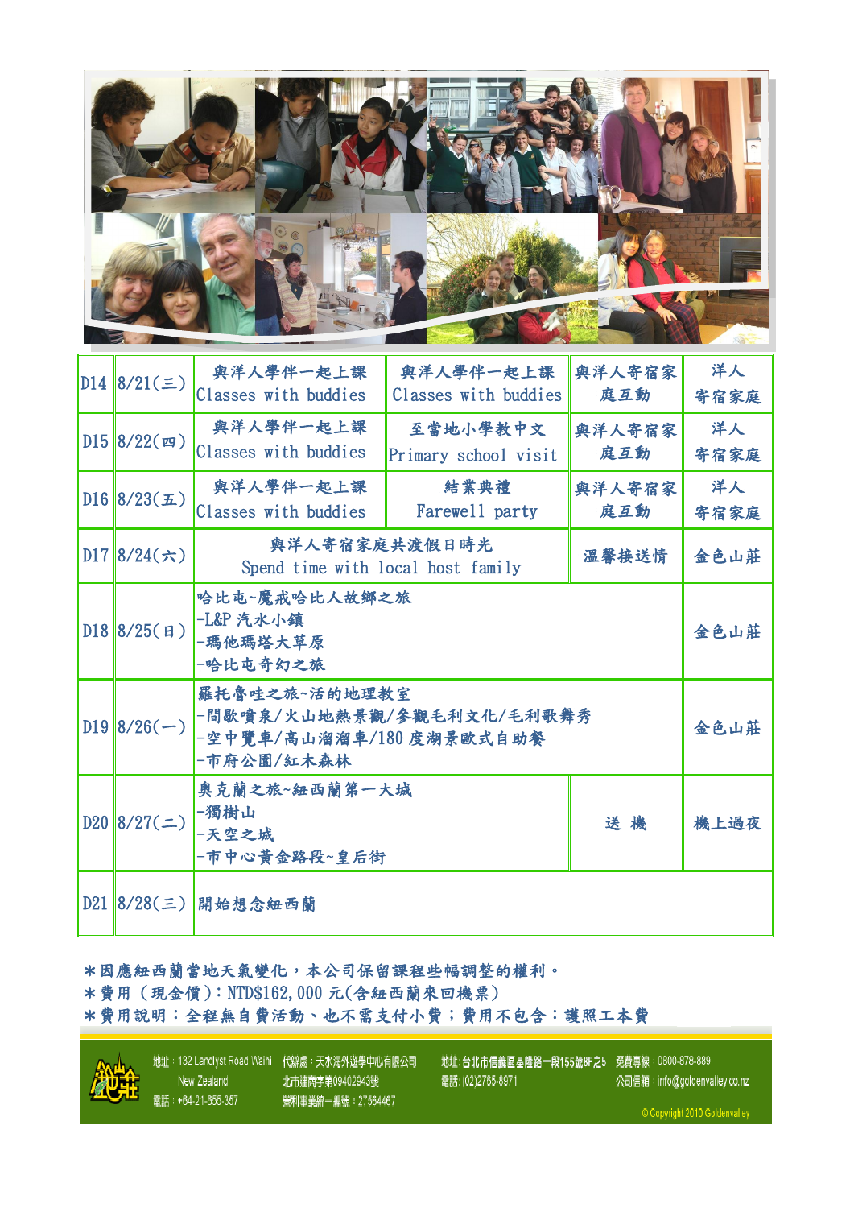| | | | | | |
|---|---|---|---|---|---|
| D14 | 8/21(三) | 與洋人學伴一起上課 Classes with buddies | 與洋人學伴一起上課 Classes with buddies | 與洋人寄宿家庭互動 | 洋人寄宿家庭 |
| D15 | 8/22(四) | 與洋人學伴一起上課 Classes with buddies | 至當地小學教中文 Primary school visit | 與洋人寄宿家庭互動 | 洋人寄宿家庭 |
| D16 | 8/23(五) | 與洋人學伴一起上課 Classes with buddies | 結業典禮 Farewell party | 與洋人寄宿家庭互動 | 洋人寄宿家庭 |
| D17 | 8/24(六) | 與洋人寄宿家庭共渡假日時光 Spend time with local host family | | 溫馨接送情 | 金色山莊 |
| D18 | 8/25(日) | 哈比屯~魔戒哈比人故鄉之旅<br>-L&P 汽水小鎮<br>-瑪他瑪塔大草原<br>-哈比屯奇幻之旅 | | | 金色山莊 |
| D19 | 8/26(一) | 羅托魯哇之旅~活的地理教室<br>-間歇噴泉/火山地熱景觀/參觀毛利文化/毛利歌舞秀<br>-空中覽車/高山溜溜車/180 度湖景歐式自助餐<br>-市府公園/紅木森林 | | | 金色山莊 |
| D20 | 8/27(二) | 奧克蘭之旅~紐西蘭第一大城<br>-獨樹山<br>-天空之城<br>-市中心黃金路段~皇后街 | | 送 機 | 機上過夜 |
| D21 | 8/28(三) | 開始想念紐西蘭 | | | |

＊因應紐西蘭當地天氣變化，本公司保留課程些幅調整的權利。
＊費用（現金價）：NTD$162,000 元(含紐西蘭來回機票)
＊費用說明：全程無自費活動、也不需支付小費；費用不包含：護照工本費

地址：132 Landlyst Road Waihi New Zealand
電話：+64-21-655-357

代辦處：天水海外遊學中心有限公司
北市建商字第09402943號
營利事業統一編號：27564467

地址：台北市信義區基隆路一段155號8F之5
電話：(02)2765-8971

免費專線：0800-678-889
公司信箱：info@goldenvalley.co.nz

© Copyright 2010 Goldenvalley